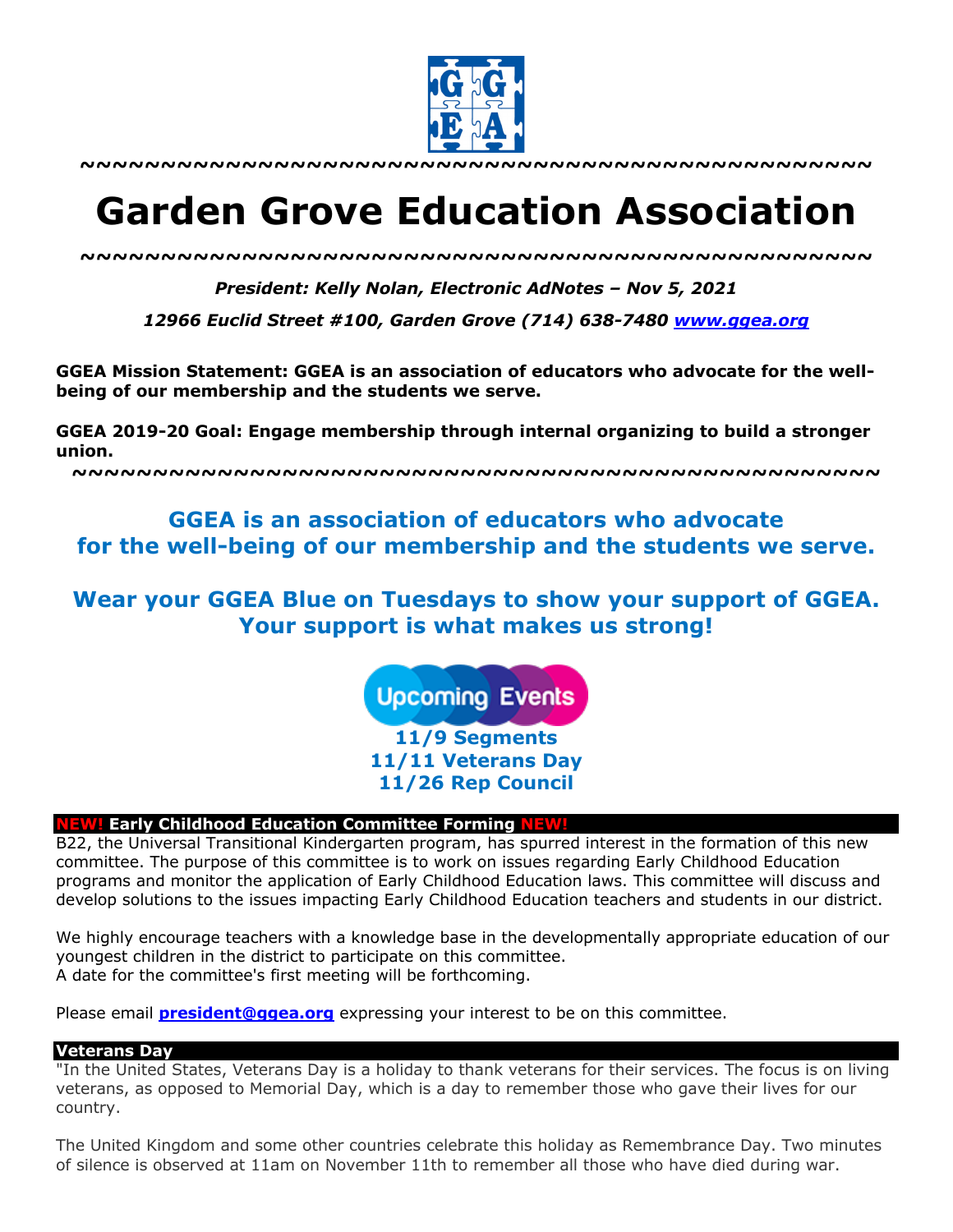~~~~~~~~~~~~~~~~~~~~~~~~~~~~~~~~~~~~~~~~~~~~~~~~~~

# Garden Grove Education Association

~~~~~~~~~~~~~~~~~~~~~~~~~~~~~~~~~~~~~~~~~~~~~~~~~~

***President: Kelly Nolan, Electronic AdNotes – Nov 5, 2021***

***12966 Euclid Street #100, Garden Grove (714) 638-7480 [www.ggea.org](http://www.ggea.org)***

**GGEA Mission Statement: GGEA is an association of educators who advocate for the well-being of our membership and the students we serve.**

**GGEA 2019-20 Goal: Engage membership through internal organizing to build a stronger union.**

~~~~~~~~~~~~~~~~~~~~~~~~~~~~~~~~~~~~~~~~~~~~~~~~~~

## GGEA is an association of educators who advocate for the well-being of our membership and the students we serve.

## Wear your GGEA Blue on Tuesdays to show your support of GGEA. Your support is what makes us strong!

**Upcoming Events**

**11/9 Segments**
**11/11 Veterans Day**
**11/26 Rep Council**

### NEW! Early Childhood Education Committee Forming NEW!

B22, the Universal Transitional Kindergarten program, has spurred interest in the formation of this new committee. The purpose of this committee is to work on issues regarding Early Childhood Education programs and monitor the application of Early Childhood Education laws. This committee will discuss and develop solutions to the issues impacting Early Childhood Education teachers and students in our district.

We highly encourage teachers with a knowledge base in the developmentally appropriate education of our youngest children in the district to participate on this committee.
A date for the committee's first meeting will be forthcoming.

Please email **[president@ggea.org](mailto:president@ggea.org)** expressing your interest to be on this committee.

### Veterans Day

"In the United States, Veterans Day is a holiday to thank veterans for their services. The focus is on living veterans, as opposed to Memorial Day, which is a day to remember those who gave their lives for our country.

The United Kingdom and some other countries celebrate this holiday as Remembrance Day. Two minutes of silence is observed at 11am on November 11th to remember all those who have died during war.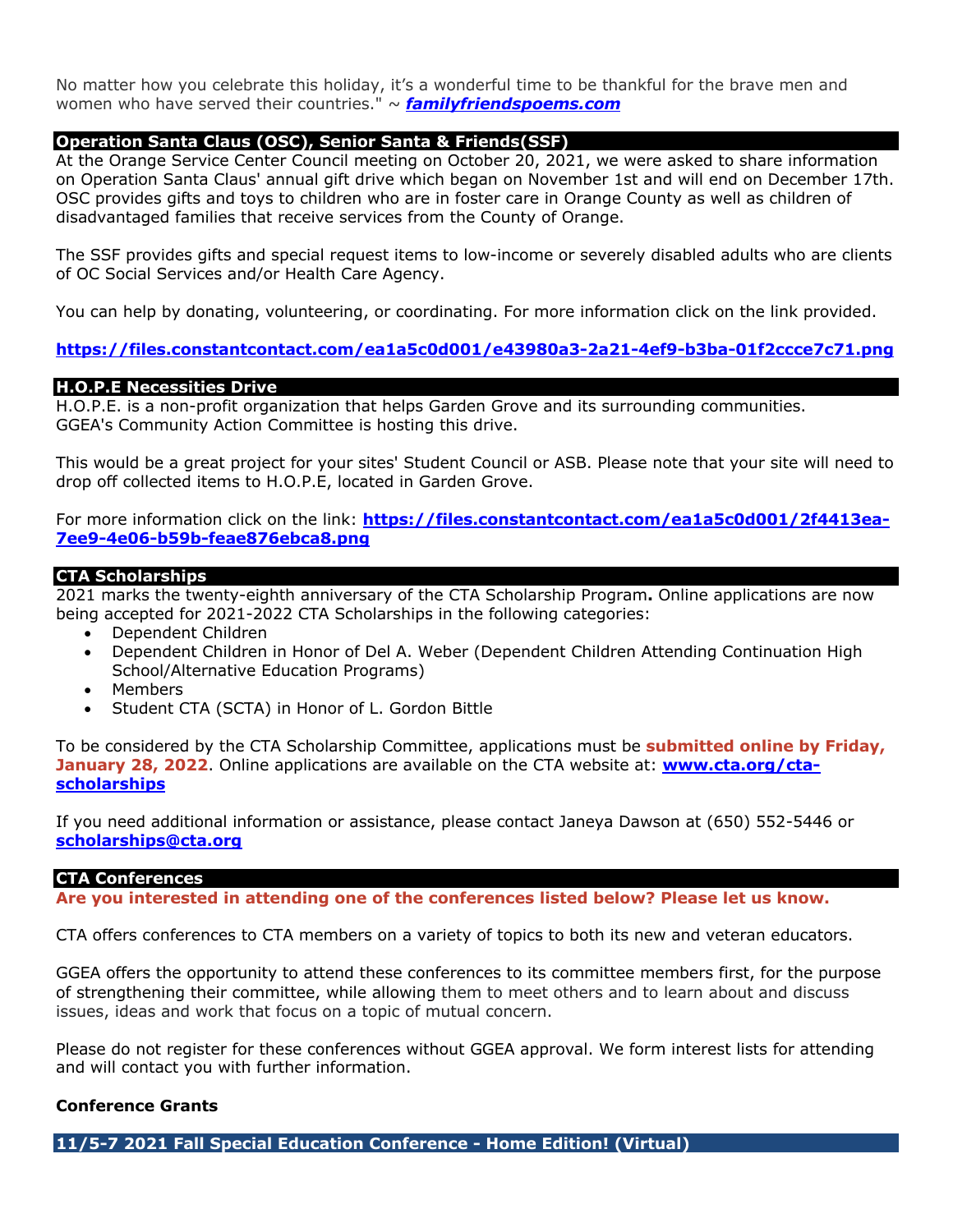No matter how you celebrate this holiday, it's a wonderful time to be thankful for the brave men and women who have served their countries." ~ ***familyfriendspoems.com***

## Operation Santa Claus (OSC), Senior Santa & Friends(SSF)

At the Orange Service Center Council meeting on October 20, 2021, we were asked to share information on Operation Santa Claus' annual gift drive which began on November 1st and will end on December 17th. OSC provides gifts and toys to children who are in foster care in Orange County as well as children of disadvantaged families that receive services from the County of Orange.

The SSF provides gifts and special request items to low-income or severely disabled adults who are clients of OC Social Services and/or Health Care Agency.

You can help by donating, volunteering, or coordinating. For more information click on the link provided.

**https://files.constantcontact.com/ea1a5c0d001/e43980a3-2a21-4ef9-b3ba-01f2ccce7c71.png**

## H.O.P.E Necessities Drive

H.O.P.E. is a non-profit organization that helps Garden Grove and its surrounding communities. GGEA's Community Action Committee is hosting this drive.

This would be a great project for your sites' Student Council or ASB. Please note that your site will need to drop off collected items to H.O.P.E, located in Garden Grove.

For more information click on the link: **https://files.constantcontact.com/ea1a5c0d001/2f4413ea-7ee9-4e06-b59b-feae876ebca8.png**

## CTA Scholarships

2021 marks the twenty-eighth anniversary of the CTA Scholarship Program**.** Online applications are now being accepted for 2021-2022 CTA Scholarships in the following categories:

- Dependent Children
- Dependent Children in Honor of Del A. Weber (Dependent Children Attending Continuation High School/Alternative Education Programs)
- Members
- Student CTA (SCTA) in Honor of L. Gordon Bittle

To be considered by the CTA Scholarship Committee, applications must be **submitted online by Friday, January 28, 2022**. Online applications are available on the CTA website at: **www.cta.org/cta-scholarships**

If you need additional information or assistance, please contact Janeya Dawson at (650) 552-5446 or **scholarships@cta.org**

## CTA Conferences

**Are you interested in attending one of the conferences listed below? Please let us know.**

CTA offers conferences to CTA members on a variety of topics to both its new and veteran educators.

GGEA offers the opportunity to attend these conferences to its committee members first, for the purpose of strengthening their committee, while allowing them to meet others and to learn about and discuss issues, ideas and work that focus on a topic of mutual concern.

Please do not register for these conferences without GGEA approval. We form interest lists for attending and will contact you with further information.

**Conference Grants**

### 11/5-7 2021 Fall Special Education Conference - Home Edition! (Virtual)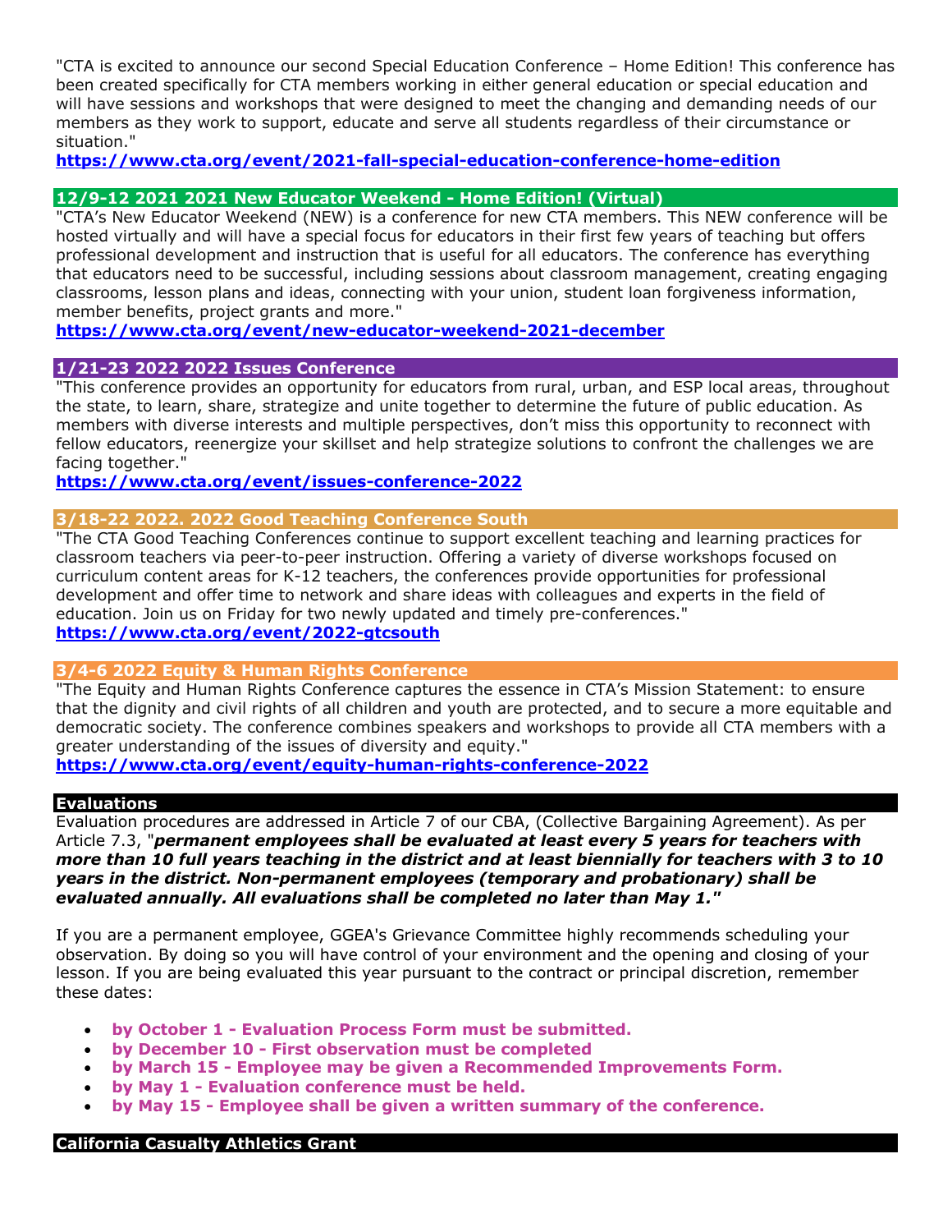"CTA is excited to announce our second Special Education Conference – Home Edition! This conference has been created specifically for CTA members working in either general education or special education and will have sessions and workshops that were designed to meet the changing and demanding needs of our members as they work to support, educate and serve all students regardless of their circumstance or situation."

**https://www.cta.org/event/2021-fall-special-education-conference-home-edition**

### 12/9-12 2021 2021 New Educator Weekend - Home Edition! (Virtual)

"CTA's New Educator Weekend (NEW) is a conference for new CTA members. This NEW conference will be hosted virtually and will have a special focus for educators in their first few years of teaching but offers professional development and instruction that is useful for all educators. The conference has everything that educators need to be successful, including sessions about classroom management, creating engaging classrooms, lesson plans and ideas, connecting with your union, student loan forgiveness information, member benefits, project grants and more."

**https://www.cta.org/event/new-educator-weekend-2021-december**

### 1/21-23 2022 2022 Issues Conference

"This conference provides an opportunity for educators from rural, urban, and ESP local areas, throughout the state, to learn, share, strategize and unite together to determine the future of public education. As members with diverse interests and multiple perspectives, don't miss this opportunity to reconnect with fellow educators, reenergize your skillset and help strategize solutions to confront the challenges we are facing together."

**https://www.cta.org/event/issues-conference-2022**

### 3/18-22 2022. 2022 Good Teaching Conference South

"The CTA Good Teaching Conferences continue to support excellent teaching and learning practices for classroom teachers via peer-to-peer instruction. Offering a variety of diverse workshops focused on curriculum content areas for K-12 teachers, the conferences provide opportunities for professional development and offer time to network and share ideas with colleagues and experts in the field of education. Join us on Friday for two newly updated and timely pre-conferences."

**https://www.cta.org/event/2022-gtcsouth**

### 3/4-6 2022 Equity & Human Rights Conference

"The Equity and Human Rights Conference captures the essence in CTA's Mission Statement: to ensure that the dignity and civil rights of all children and youth are protected, and to secure a more equitable and democratic society. The conference combines speakers and workshops to provide all CTA members with a greater understanding of the issues of diversity and equity."

**https://www.cta.org/event/equity-human-rights-conference-2022**

## Evaluations

Evaluation procedures are addressed in Article 7 of our CBA, (Collective Bargaining Agreement). As per Article 7.3, "***permanent employees shall be evaluated at least every 5 years for teachers with more than 10 full years teaching in the district and at least biennially for teachers with 3 to 10 years in the district. Non-permanent employees (temporary and probationary) shall be evaluated annually. All evaluations shall be completed no later than May 1."***

If you are a permanent employee, GGEA's Grievance Committee highly recommends scheduling your observation. By doing so you will have control of your environment and the opening and closing of your lesson. If you are being evaluated this year pursuant to the contract or principal discretion, remember these dates:

- **by October 1 - Evaluation Process Form must be submitted.**
- **by December 10 - First observation must be completed**
- **by March 15 - Employee may be given a Recommended Improvements Form.**
- **by May 1 - Evaluation conference must be held.**
- **by May 15 - Employee shall be given a written summary of the conference.**

## California Casualty Athletics Grant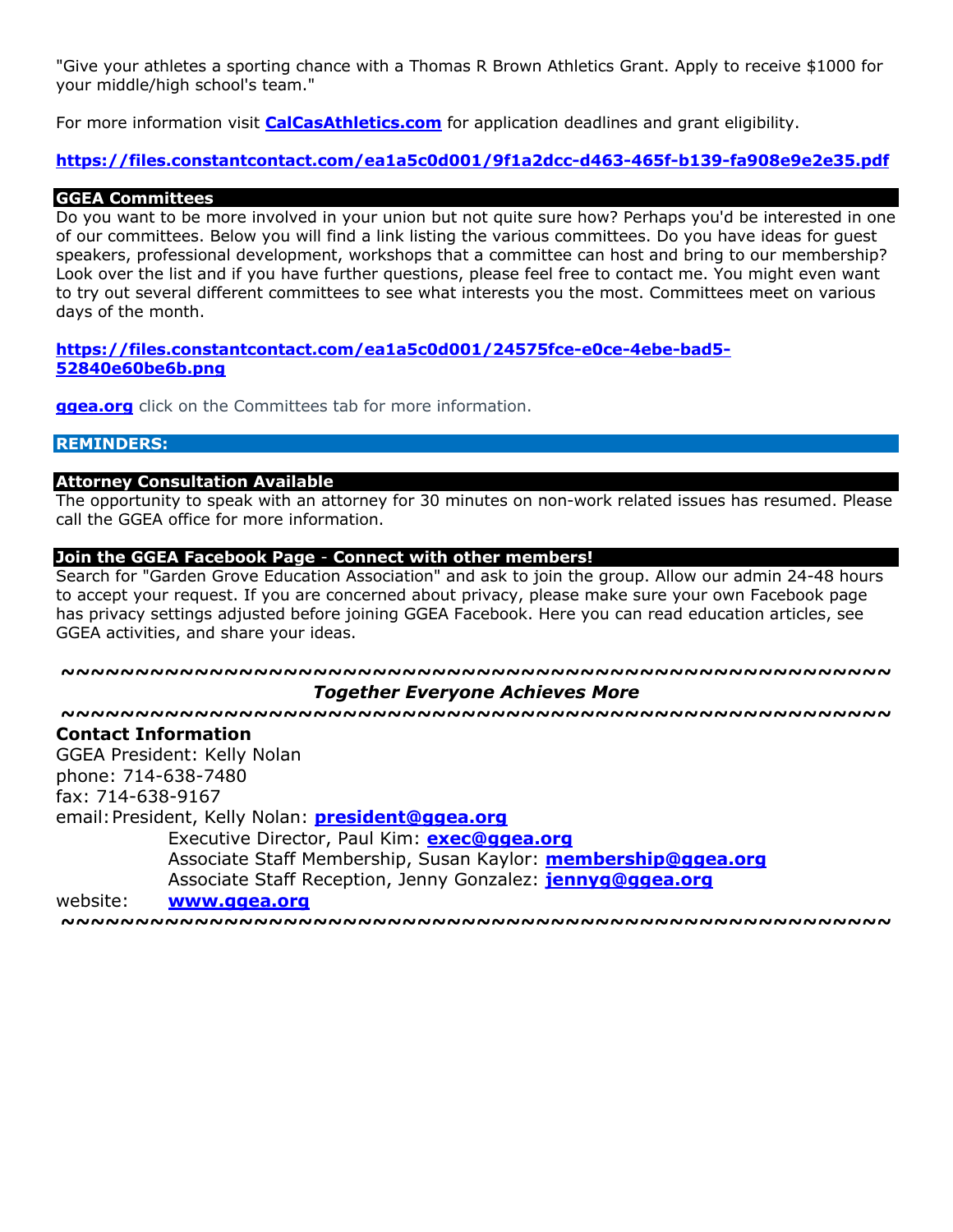"Give your athletes a sporting chance with a Thomas R Brown Athletics Grant. Apply to receive $1000 for your middle/high school's team."

For more information visit **CalCasAthletics.com** for application deadlines and grant eligibility.

**https://files.constantcontact.com/ea1a5c0d001/9f1a2dcc-d463-465f-b139-fa908e9e2e35.pdf**

## GGEA Committees

Do you want to be more involved in your union but not quite sure how? Perhaps you'd be interested in one of our committees. Below you will find a link listing the various committees. Do you have ideas for guest speakers, professional development, workshops that a committee can host and bring to our membership? Look over the list and if you have further questions, please feel free to contact me. You might even want to try out several different committees to see what interests you the most. Committees meet on various days of the month.

**https://files.constantcontact.com/ea1a5c0d001/24575fce-e0ce-4ebe-bad5-52840e60be6b.png**

**ggea.org** click on the Committees tab for more information.

## REMINDERS:

## Attorney Consultation Available

The opportunity to speak with an attorney for 30 minutes on non-work related issues has resumed. Please call the GGEA office for more information.

## Join the GGEA Facebook Page - Connect with other members!

Search for "Garden Grove Education Association" and ask to join the group. Allow our admin 24-48 hours to accept your request. If you are concerned about privacy, please make sure your own Facebook page has privacy settings adjusted before joining GGEA Facebook. Here you can read education articles, see GGEA activities, and share your ideas.

~~~~~~~~~~~~~~~~~~~~~~~~~~~~~~~~~~~~~~~~~~~~~~~~~~~~~~~~~~

***Together Everyone Achieves More***

~~~~~~~~~~~~~~~~~~~~~~~~~~~~~~~~~~~~~~~~~~~~~~~~~~~~~~~~~~

**Contact Information**

GGEA President: Kelly Nolan
phone: 714-638-7480
fax: 714-638-9167
email: President, Kelly Nolan: **president@ggea.org**
Executive Director, Paul Kim: **exec@ggea.org**
Associate Staff Membership, Susan Kaylor: **membership@ggea.org**
Associate Staff Reception, Jenny Gonzalez: **jennyg@ggea.org**
website: **www.ggea.org**

~~~~~~~~~~~~~~~~~~~~~~~~~~~~~~~~~~~~~~~~~~~~~~~~~~~~~~~~~~